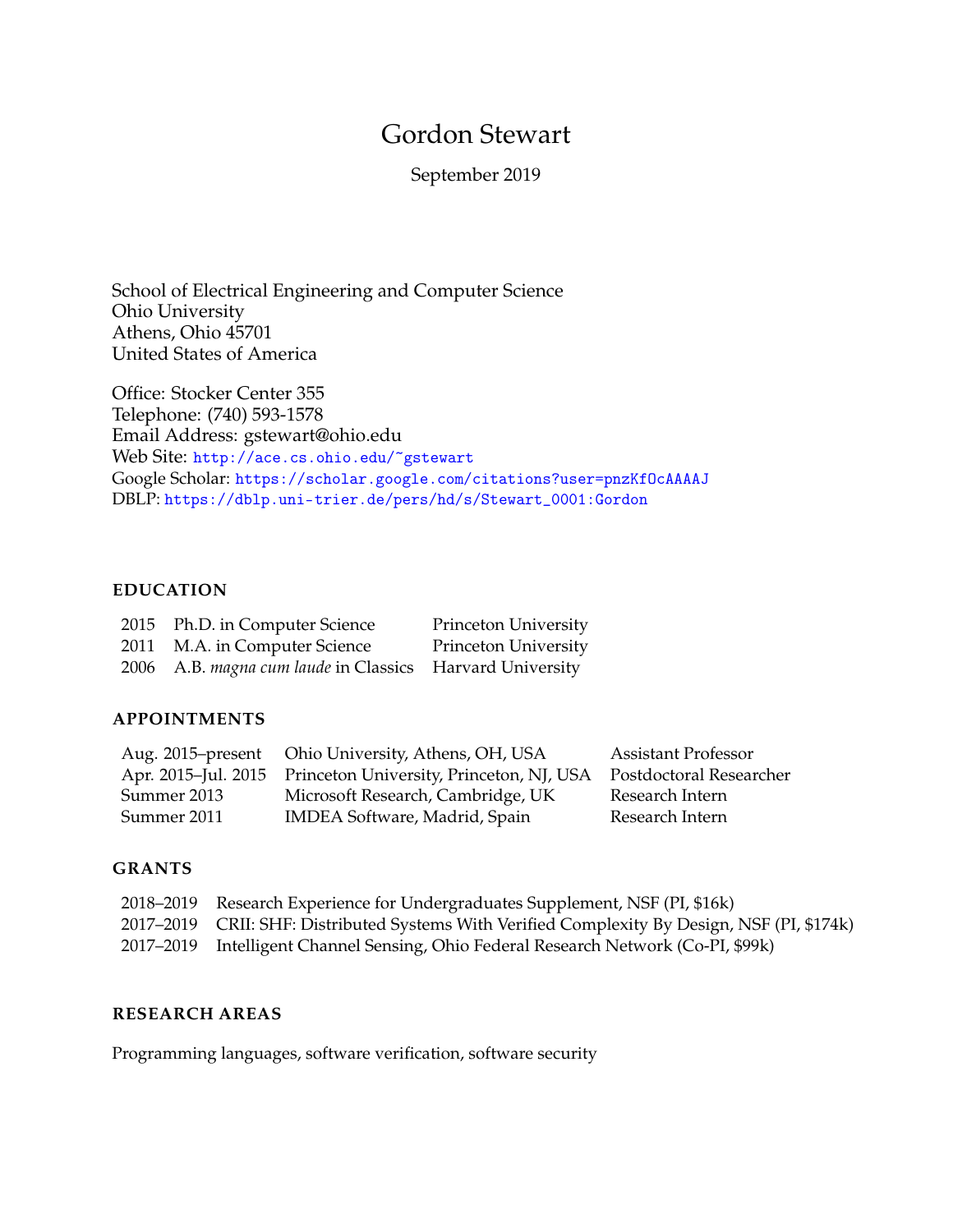# Gordon Stewart

September 2019

School of Electrical Engineering and Computer Science
Ohio University
Athens, Ohio 45701
United States of America

Office: Stocker Center 355
Telephone: (740) 593-1578
Email Address: gstewart@ohio.edu
Web Site: http://ace.cs.ohio.edu/~gstewart
Google Scholar: https://scholar.google.com/citations?user=pnzKfOcAAAAJ
DBLP: https://dblp.uni-trier.de/pers/hd/s/Stewart_0001:Gordon

## EDUCATION

| | | |
|---|---|---|
| 2015 | Ph.D. in Computer Science | Princeton University |
| 2011 | M.A. in Computer Science | Princeton University |
| 2006 | A.B. *magna cum laude* in Classics | Harvard University |

## APPOINTMENTS

| | | |
|---|---|---|
| Aug. 2015–present | Ohio University, Athens, OH, USA | Assistant Professor |
| Apr. 2015–Jul. 2015 | Princeton University, Princeton, NJ, USA | Postdoctoral Researcher |
| Summer 2013 | Microsoft Research, Cambridge, UK | Research Intern |
| Summer 2011 | IMDEA Software, Madrid, Spain | Research Intern |

## GRANTS

| | |
|---|---|
| 2018–2019 | Research Experience for Undergraduates Supplement, NSF (PI, $16k) |
| 2017–2019 | CRII: SHF: Distributed Systems With Verified Complexity By Design, NSF (PI, $174k) |
| 2017–2019 | Intelligent Channel Sensing, Ohio Federal Research Network (Co-PI, $99k) |

## RESEARCH AREAS

Programming languages, software verification, software security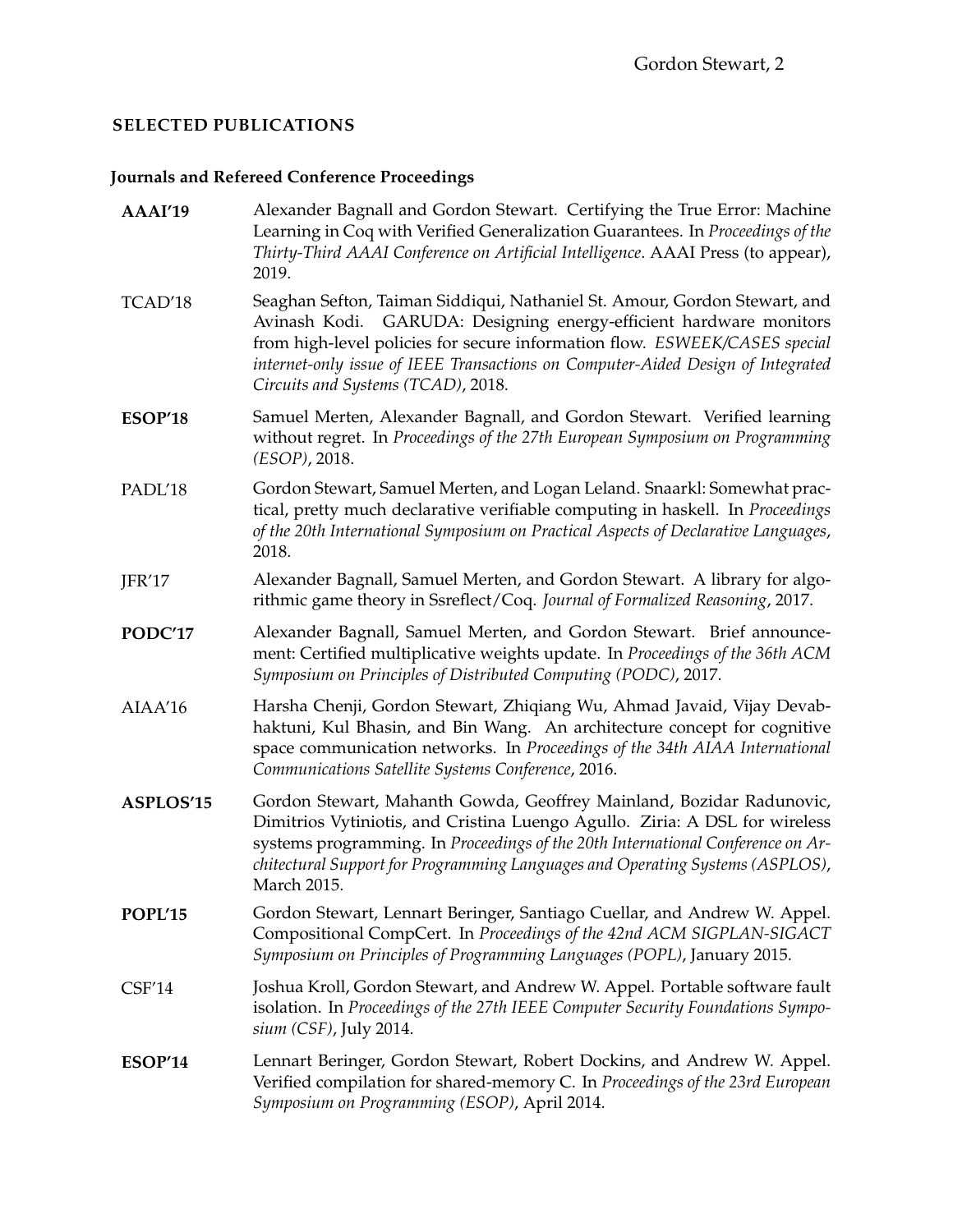## SELECTED PUBLICATIONS

### Journals and Refereed Conference Proceedings

**AAAI'19** Alexander Bagnall and Gordon Stewart. Certifying the True Error: Machine Learning in Coq with Verified Generalization Guarantees. In *Proceedings of the Thirty-Third AAAI Conference on Artificial Intelligence*. AAAI Press (to appear), 2019.

TCAD'18 Seaghan Sefton, Taiman Siddiqui, Nathaniel St. Amour, Gordon Stewart, and Avinash Kodi. GARUDA: Designing energy-efficient hardware monitors from high-level policies for secure information flow. *ESWEEK/CASES special internet-only issue of IEEE Transactions on Computer-Aided Design of Integrated Circuits and Systems (TCAD)*, 2018.

**ESOP'18** Samuel Merten, Alexander Bagnall, and Gordon Stewart. Verified learning without regret. In *Proceedings of the 27th European Symposium on Programming (ESOP)*, 2018.

PADL'18 Gordon Stewart, Samuel Merten, and Logan Leland. Snaarkl: Somewhat practical, pretty much declarative verifiable computing in haskell. In *Proceedings of the 20th International Symposium on Practical Aspects of Declarative Languages*, 2018.

JFR'17 Alexander Bagnall, Samuel Merten, and Gordon Stewart. A library for algorithmic game theory in Ssreflect/Coq. *Journal of Formalized Reasoning*, 2017.

**PODC'17** Alexander Bagnall, Samuel Merten, and Gordon Stewart. Brief announcement: Certified multiplicative weights update. In *Proceedings of the 36th ACM Symposium on Principles of Distributed Computing (PODC)*, 2017.

AIAA'16 Harsha Chenji, Gordon Stewart, Zhiqiang Wu, Ahmad Javaid, Vijay Devabhaktuni, Kul Bhasin, and Bin Wang. An architecture concept for cognitive space communication networks. In *Proceedings of the 34th AIAA International Communications Satellite Systems Conference*, 2016.

**ASPLOS'15** Gordon Stewart, Mahanth Gowda, Geoffrey Mainland, Bozidar Radunovic, Dimitrios Vytiniotis, and Cristina Luengo Agullo. Ziria: A DSL for wireless systems programming. In *Proceedings of the 20th International Conference on Architectural Support for Programming Languages and Operating Systems (ASPLOS)*, March 2015.

**POPL'15** Gordon Stewart, Lennart Beringer, Santiago Cuellar, and Andrew W. Appel. Compositional CompCert. In *Proceedings of the 42nd ACM SIGPLAN-SIGACT Symposium on Principles of Programming Languages (POPL)*, January 2015.

CSF'14 Joshua Kroll, Gordon Stewart, and Andrew W. Appel. Portable software fault isolation. In *Proceedings of the 27th IEEE Computer Security Foundations Symposium (CSF)*, July 2014.

**ESOP'14** Lennart Beringer, Gordon Stewart, Robert Dockins, and Andrew W. Appel. Verified compilation for shared-memory C. In *Proceedings of the 23rd European Symposium on Programming (ESOP)*, April 2014.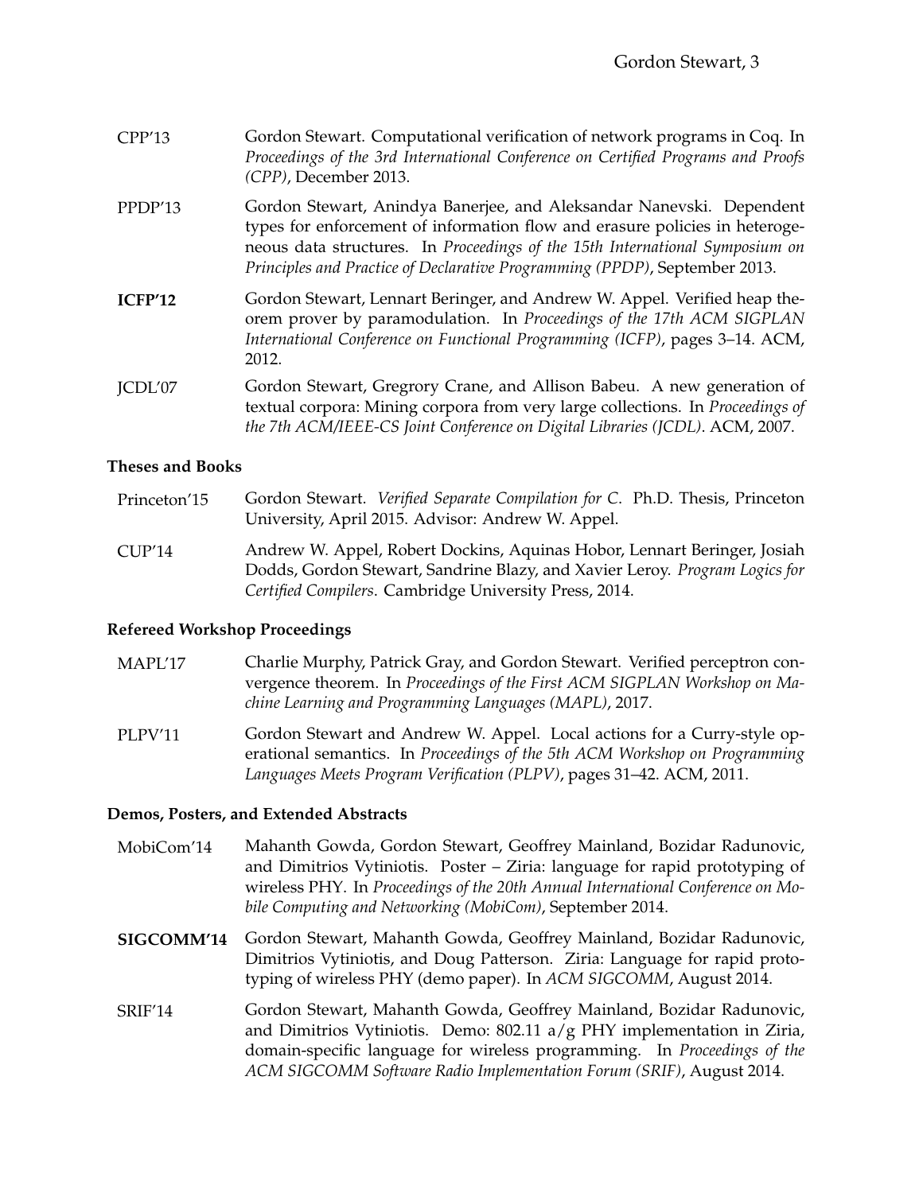CPP'13 Gordon Stewart. Computational verification of network programs in Coq. In *Proceedings of the 3rd International Conference on Certified Programs and Proofs (CPP)*, December 2013.

PPDP'13 Gordon Stewart, Anindya Banerjee, and Aleksandar Nanevski. Dependent types for enforcement of information flow and erasure policies in heterogeneous data structures. In *Proceedings of the 15th International Symposium on Principles and Practice of Declarative Programming (PPDP)*, September 2013.

**ICFP'12** Gordon Stewart, Lennart Beringer, and Andrew W. Appel. Verified heap theorem prover by paramodulation. In *Proceedings of the 17th ACM SIGPLAN International Conference on Functional Programming (ICFP)*, pages 3–14. ACM, 2012.

JCDL'07 Gordon Stewart, Gregrory Crane, and Allison Babeu. A new generation of textual corpora: Mining corpora from very large collections. In *Proceedings of the 7th ACM/IEEE-CS Joint Conference on Digital Libraries (JCDL)*. ACM, 2007.

### Theses and Books

Princeton'15 Gordon Stewart. *Verified Separate Compilation for C*. Ph.D. Thesis, Princeton University, April 2015. Advisor: Andrew W. Appel.

CUP'14 Andrew W. Appel, Robert Dockins, Aquinas Hobor, Lennart Beringer, Josiah Dodds, Gordon Stewart, Sandrine Blazy, and Xavier Leroy. *Program Logics for Certified Compilers*. Cambridge University Press, 2014.

### Refereed Workshop Proceedings

MAPL'17 Charlie Murphy, Patrick Gray, and Gordon Stewart. Verified perceptron convergence theorem. In *Proceedings of the First ACM SIGPLAN Workshop on Machine Learning and Programming Languages (MAPL)*, 2017.

PLPV'11 Gordon Stewart and Andrew W. Appel. Local actions for a Curry-style operational semantics. In *Proceedings of the 5th ACM Workshop on Programming Languages Meets Program Verification (PLPV)*, pages 31–42. ACM, 2011.

### Demos, Posters, and Extended Abstracts

MobiCom'14 Mahanth Gowda, Gordon Stewart, Geoffrey Mainland, Bozidar Radunovic, and Dimitrios Vytiniotis. Poster – Ziria: language for rapid prototyping of wireless PHY. In *Proceedings of the 20th Annual International Conference on Mobile Computing and Networking (MobiCom)*, September 2014.

**SIGCOMM'14** Gordon Stewart, Mahanth Gowda, Geoffrey Mainland, Bozidar Radunovic, Dimitrios Vytiniotis, and Doug Patterson. Ziria: Language for rapid prototyping of wireless PHY (demo paper). In *ACM SIGCOMM*, August 2014.

SRIF'14 Gordon Stewart, Mahanth Gowda, Geoffrey Mainland, Bozidar Radunovic, and Dimitrios Vytiniotis. Demo: 802.11 a/g PHY implementation in Ziria, domain-specific language for wireless programming. In *Proceedings of the ACM SIGCOMM Software Radio Implementation Forum (SRIF)*, August 2014.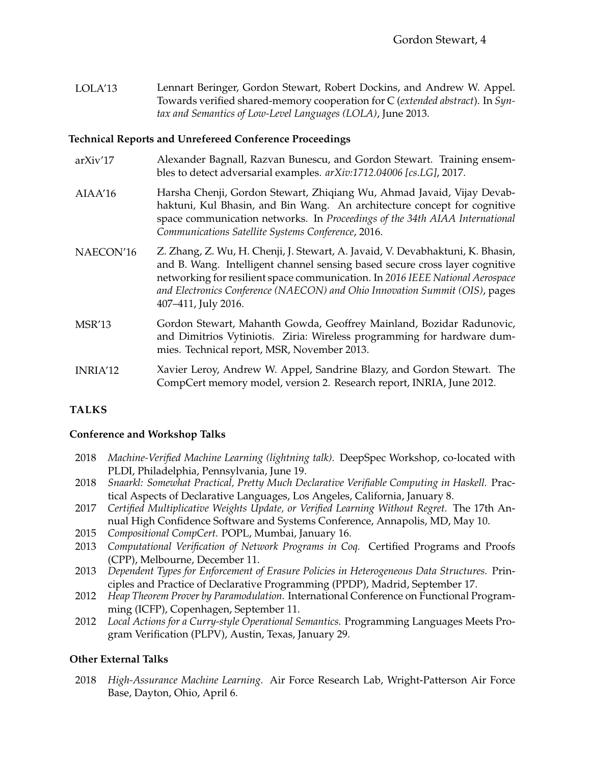| | |
|---|---|
| LOLA'13 | Lennart Beringer, Gordon Stewart, Robert Dockins, and Andrew W. Appel. Towards verified shared-memory cooperation for C (*extended abstract*). In *Syntax and Semantics of Low-Level Languages (LOLA)*, June 2013. |

### Technical Reports and Unrefereed Conference Proceedings

| | |
|---|---|
| arXiv'17 | Alexander Bagnall, Razvan Bunescu, and Gordon Stewart. Training ensembles to detect adversarial examples. *arXiv:1712.04006 [cs.LG]*, 2017. |
| AIAA'16 | Harsha Chenji, Gordon Stewart, Zhiqiang Wu, Ahmad Javaid, Vijay Devabhaktuni, Kul Bhasin, and Bin Wang. An architecture concept for cognitive space communication networks. In *Proceedings of the 34th AIAA International Communications Satellite Systems Conference*, 2016. |
| NAECON'16 | Z. Zhang, Z. Wu, H. Chenji, J. Stewart, A. Javaid, V. Devabhaktuni, K. Bhasin, and B. Wang. Intelligent channel sensing based secure cross layer cognitive networking for resilient space communication. In *2016 IEEE National Aerospace and Electronics Conference (NAECON) and Ohio Innovation Summit (OIS)*, pages 407–411, July 2016. |
| MSR'13 | Gordon Stewart, Mahanth Gowda, Geoffrey Mainland, Bozidar Radunovic, and Dimitrios Vytiniotis. Ziria: Wireless programming for hardware dummies. Technical report, MSR, November 2013. |
| INRIA'12 | Xavier Leroy, Andrew W. Appel, Sandrine Blazy, and Gordon Stewart. The CompCert memory model, version 2. Research report, INRIA, June 2012. |

## TALKS

### Conference and Workshop Talks

- 2018 *Machine-Verified Machine Learning (lightning talk).* DeepSpec Workshop, co-located with PLDI, Philadelphia, Pennsylvania, June 19.
- 2018 *Snaarkl: Somewhat Practical, Pretty Much Declarative Verifiable Computing in Haskell.* Practical Aspects of Declarative Languages, Los Angeles, California, January 8.
- 2017 *Certified Multiplicative Weights Update, or Verified Learning Without Regret.* The 17th Annual High Confidence Software and Systems Conference, Annapolis, MD, May 10.
- 2015 *Compositional CompCert.* POPL, Mumbai, January 16.
- 2013 *Computational Verification of Network Programs in Coq.* Certified Programs and Proofs (CPP), Melbourne, December 11.
- 2013 *Dependent Types for Enforcement of Erasure Policies in Heterogeneous Data Structures.* Principles and Practice of Declarative Programming (PPDP), Madrid, September 17.
- 2012 *Heap Theorem Prover by Paramodulation.* International Conference on Functional Programming (ICFP), Copenhagen, September 11.
- 2012 *Local Actions for a Curry-style Operational Semantics.* Programming Languages Meets Program Verification (PLPV), Austin, Texas, January 29.

### Other External Talks

- 2018 *High-Assurance Machine Learning.* Air Force Research Lab, Wright-Patterson Air Force Base, Dayton, Ohio, April 6.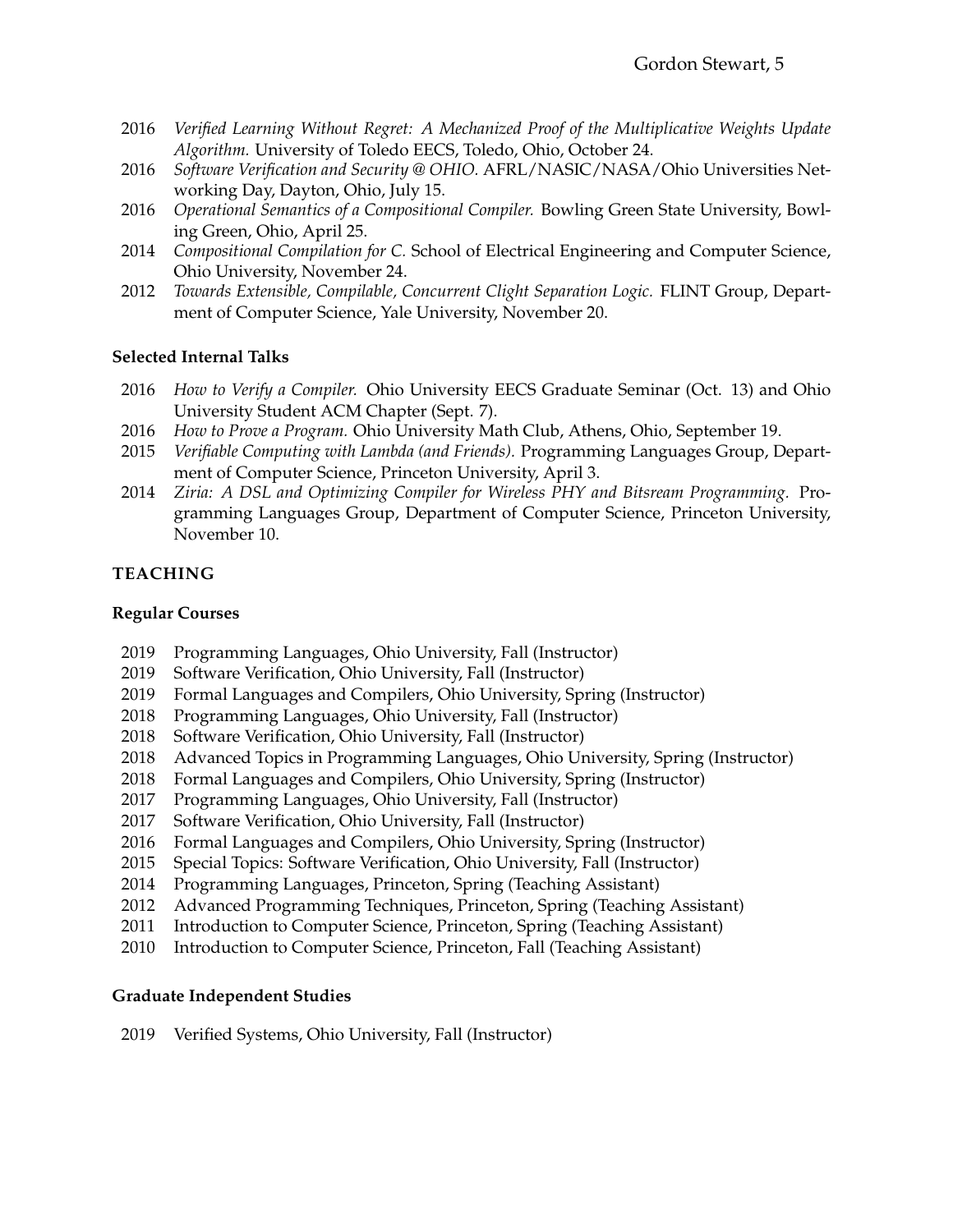- 2016 *Verified Learning Without Regret: A Mechanized Proof of the Multiplicative Weights Update Algorithm.* University of Toledo EECS, Toledo, Ohio, October 24.
- 2016 *Software Verification and Security @ OHIO.* AFRL/NASIC/NASA/Ohio Universities Networking Day, Dayton, Ohio, July 15.
- 2016 *Operational Semantics of a Compositional Compiler.* Bowling Green State University, Bowling Green, Ohio, April 25.
- 2014 *Compositional Compilation for C.* School of Electrical Engineering and Computer Science, Ohio University, November 24.
- 2012 *Towards Extensible, Compilable, Concurrent Clight Separation Logic.* FLINT Group, Department of Computer Science, Yale University, November 20.

### Selected Internal Talks

- 2016 *How to Verify a Compiler.* Ohio University EECS Graduate Seminar (Oct. 13) and Ohio University Student ACM Chapter (Sept. 7).
- 2016 *How to Prove a Program.* Ohio University Math Club, Athens, Ohio, September 19.
- 2015 *Verifiable Computing with Lambda (and Friends).* Programming Languages Group, Department of Computer Science, Princeton University, April 3.
- 2014 *Ziria: A DSL and Optimizing Compiler for Wireless PHY and Bitsream Programming.* Programming Languages Group, Department of Computer Science, Princeton University, November 10.

## TEACHING

### Regular Courses

- 2019 Programming Languages, Ohio University, Fall (Instructor)
- 2019 Software Verification, Ohio University, Fall (Instructor)
- 2019 Formal Languages and Compilers, Ohio University, Spring (Instructor)
- 2018 Programming Languages, Ohio University, Fall (Instructor)
- 2018 Software Verification, Ohio University, Fall (Instructor)
- 2018 Advanced Topics in Programming Languages, Ohio University, Spring (Instructor)
- 2018 Formal Languages and Compilers, Ohio University, Spring (Instructor)
- 2017 Programming Languages, Ohio University, Fall (Instructor)
- 2017 Software Verification, Ohio University, Fall (Instructor)
- 2016 Formal Languages and Compilers, Ohio University, Spring (Instructor)
- 2015 Special Topics: Software Verification, Ohio University, Fall (Instructor)
- 2014 Programming Languages, Princeton, Spring (Teaching Assistant)
- 2012 Advanced Programming Techniques, Princeton, Spring (Teaching Assistant)
- 2011 Introduction to Computer Science, Princeton, Spring (Teaching Assistant)
- 2010 Introduction to Computer Science, Princeton, Fall (Teaching Assistant)

### Graduate Independent Studies

- 2019 Verified Systems, Ohio University, Fall (Instructor)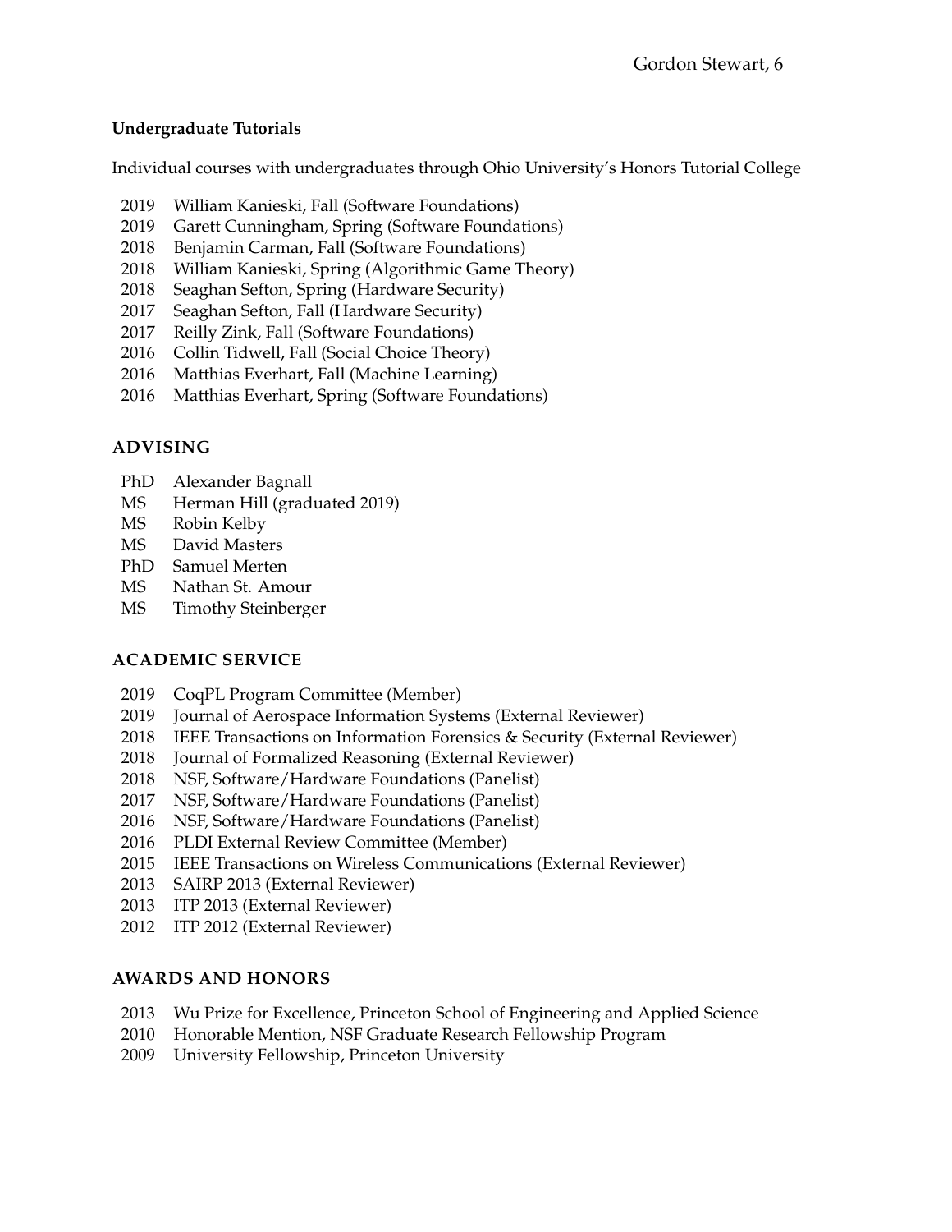**Undergraduate Tutorials**

Individual courses with undergraduates through Ohio University's Honors Tutorial College

- 2019 William Kanieski, Fall (Software Foundations)
- 2019 Garett Cunningham, Spring (Software Foundations)
- 2018 Benjamin Carman, Fall (Software Foundations)
- 2018 William Kanieski, Spring (Algorithmic Game Theory)
- 2018 Seaghan Sefton, Spring (Hardware Security)
- 2017 Seaghan Sefton, Fall (Hardware Security)
- 2017 Reilly Zink, Fall (Software Foundations)
- 2016 Collin Tidwell, Fall (Social Choice Theory)
- 2016 Matthias Everhart, Fall (Machine Learning)
- 2016 Matthias Everhart, Spring (Software Foundations)

## ADVISING

- PhD Alexander Bagnall
- MS Herman Hill (graduated 2019)
- MS Robin Kelby
- MS David Masters
- PhD Samuel Merten
- MS Nathan St. Amour
- MS Timothy Steinberger

## ACADEMIC SERVICE

- 2019 CoqPL Program Committee (Member)
- 2019 Journal of Aerospace Information Systems (External Reviewer)
- 2018 IEEE Transactions on Information Forensics & Security (External Reviewer)
- 2018 Journal of Formalized Reasoning (External Reviewer)
- 2018 NSF, Software/Hardware Foundations (Panelist)
- 2017 NSF, Software/Hardware Foundations (Panelist)
- 2016 NSF, Software/Hardware Foundations (Panelist)
- 2016 PLDI External Review Committee (Member)
- 2015 IEEE Transactions on Wireless Communications (External Reviewer)
- 2013 SAIRP 2013 (External Reviewer)
- 2013 ITP 2013 (External Reviewer)
- 2012 ITP 2012 (External Reviewer)

## AWARDS AND HONORS

- 2013 Wu Prize for Excellence, Princeton School of Engineering and Applied Science
- 2010 Honorable Mention, NSF Graduate Research Fellowship Program
- 2009 University Fellowship, Princeton University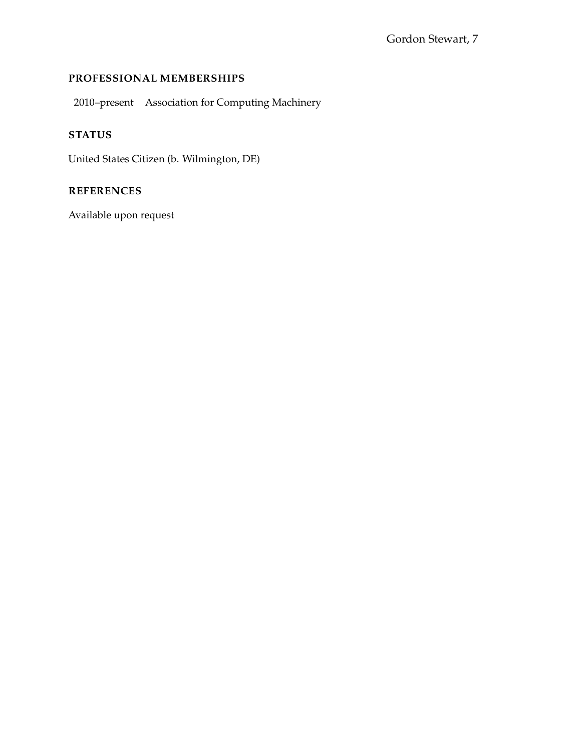## PROFESSIONAL MEMBERSHIPS

2010–present Association for Computing Machinery

## STATUS

United States Citizen (b. Wilmington, DE)

## REFERENCES

Available upon request